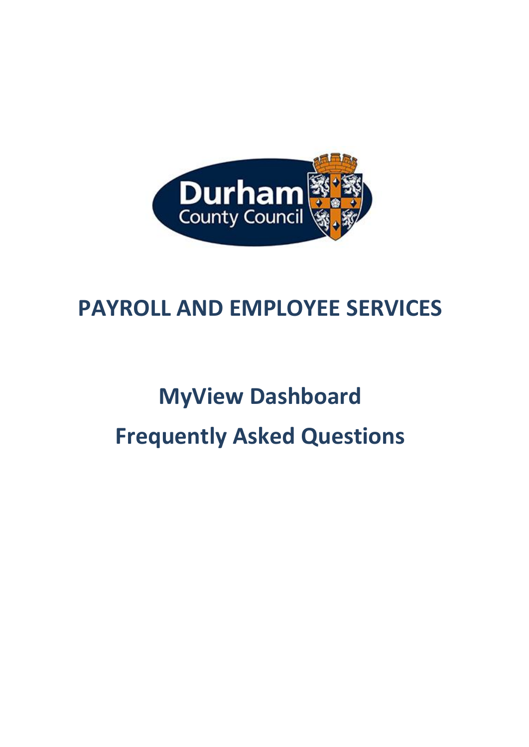# PAYROLL AND EMPLOYEE SERVICES

# MyView Dashboard

# Frequently Asked Questions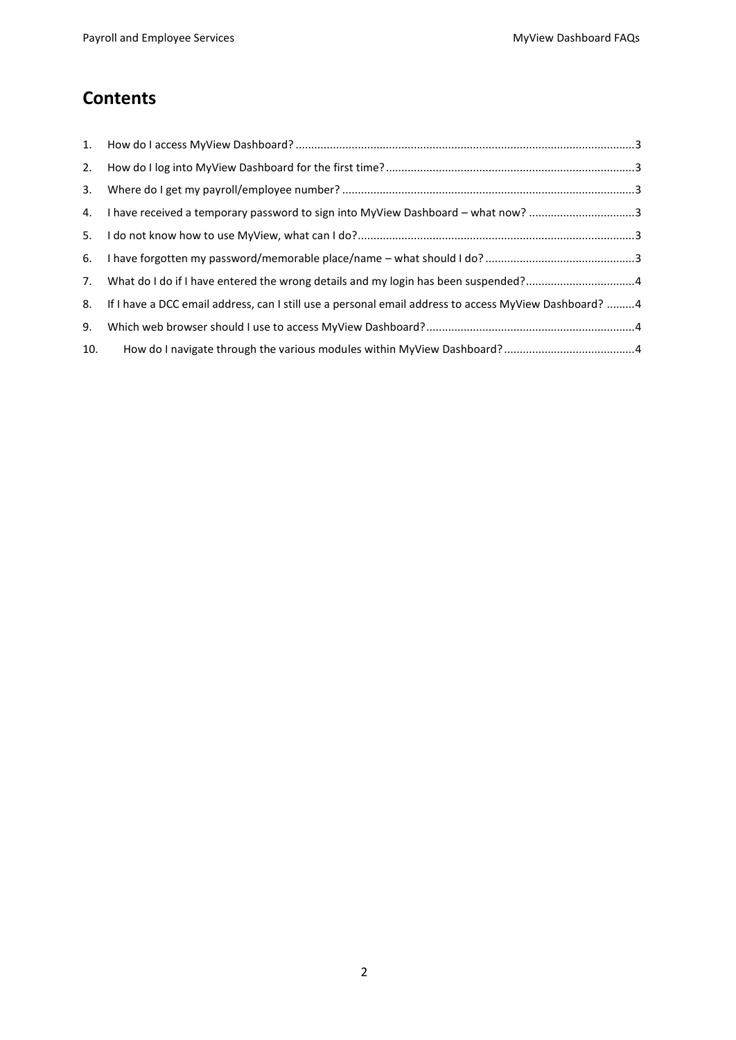# Contents

1. How do I access MyView Dashboard? ........................................................................................................3
2. How do I log into MyView Dashboard for the first time? ..............................................................................3
3. Where do I get my payroll/employee number? ............................................................................................3
4. I have received a temporary password to sign into MyView Dashboard – what now? ................................3
5. I do not know how to use MyView, what can I do? ......................................................................................3
6. I have forgotten my password/memorable place/name – what should I do? ..............................................3
7. What do I do if I have entered the wrong details and my login has been suspended? .................................4
8. If I have a DCC email address, can I still use a personal email address to access MyView Dashboard? .........4
9. Which web browser should I use to access MyView Dashboard? .................................................................4
10. How do I navigate through the various modules within MyView Dashboard? .........................................4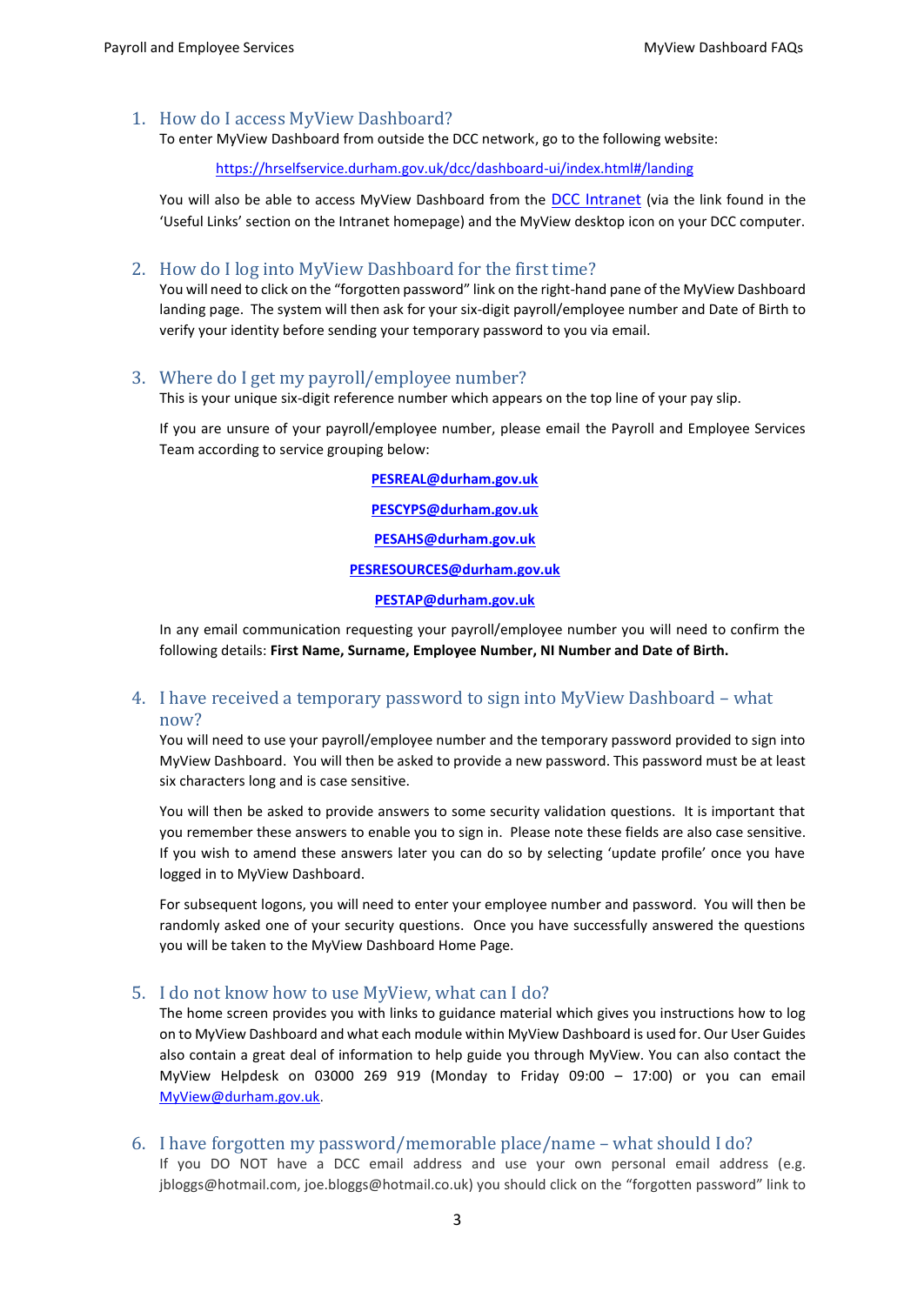## 1. How do I access MyView Dashboard?

To enter MyView Dashboard from outside the DCC network, go to the following website:

https://hrselfservice.durham.gov.uk/dcc/dashboard-ui/index.html#/landing

You will also be able to access MyView Dashboard from the DCC Intranet (via the link found in the 'Useful Links' section on the Intranet homepage) and the MyView desktop icon on your DCC computer.

## 2. How do I log into MyView Dashboard for the first time?

You will need to click on the "forgotten password" link on the right-hand pane of the MyView Dashboard landing page. The system will then ask for your six-digit payroll/employee number and Date of Birth to verify your identity before sending your temporary password to you via email.

## 3. Where do I get my payroll/employee number?

This is your unique six-digit reference number which appears on the top line of your pay slip.

If you are unsure of your payroll/employee number, please email the Payroll and Employee Services Team according to service grouping below:

**PESREAL@durham.gov.uk**

**PESCYPS@durham.gov.uk**

**PESAHS@durham.gov.uk**

**PESRESOURCES@durham.gov.uk**

**PESTAP@durham.gov.uk**

In any email communication requesting your payroll/employee number you will need to confirm the following details: **First Name, Surname, Employee Number, NI Number and Date of Birth.**

## 4. I have received a temporary password to sign into MyView Dashboard – what now?

You will need to use your payroll/employee number and the temporary password provided to sign into MyView Dashboard. You will then be asked to provide a new password. This password must be at least six characters long and is case sensitive.

You will then be asked to provide answers to some security validation questions. It is important that you remember these answers to enable you to sign in. Please note these fields are also case sensitive. If you wish to amend these answers later you can do so by selecting 'update profile' once you have logged in to MyView Dashboard.

For subsequent logons, you will need to enter your employee number and password. You will then be randomly asked one of your security questions. Once you have successfully answered the questions you will be taken to the MyView Dashboard Home Page.

## 5. I do not know how to use MyView, what can I do?

The home screen provides you with links to guidance material which gives you instructions how to log on to MyView Dashboard and what each module within MyView Dashboard is used for. Our User Guides also contain a great deal of information to help guide you through MyView. You can also contact the MyView Helpdesk on 03000 269 919 (Monday to Friday 09:00 – 17:00) or you can email MyView@durham.gov.uk.

## 6. I have forgotten my password/memorable place/name – what should I do?

If you DO NOT have a DCC email address and use your own personal email address (e.g. jbloggs@hotmail.com, joe.bloggs@hotmail.co.uk) you should click on the "forgotten password" link to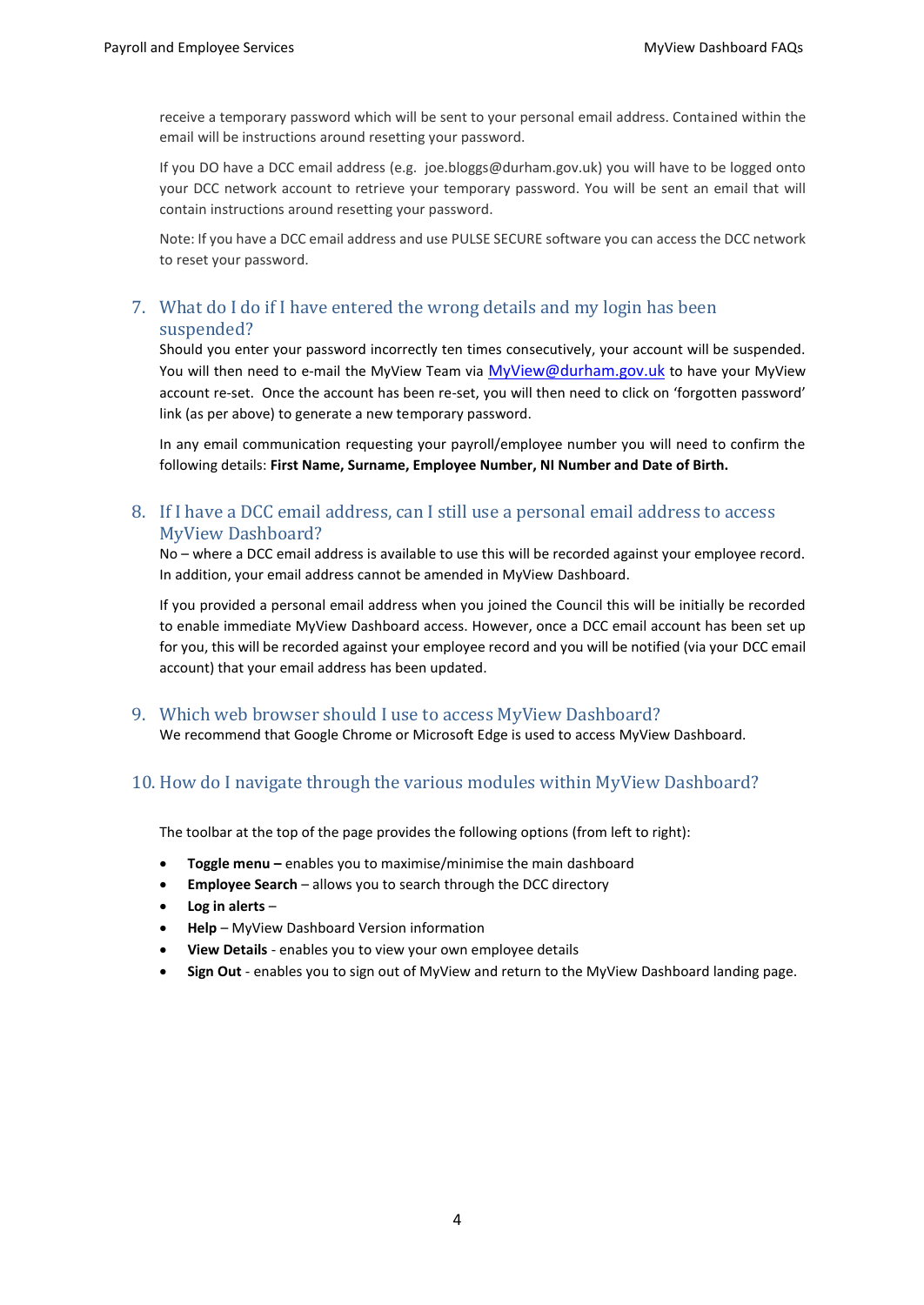receive a temporary password which will be sent to your personal email address. Contained within the email will be instructions around resetting your password.

If you DO have a DCC email address (e.g. joe.bloggs@durham.gov.uk) you will have to be logged onto your DCC network account to retrieve your temporary password. You will be sent an email that will contain instructions around resetting your password.

Note: If you have a DCC email address and use PULSE SECURE software you can access the DCC network to reset your password.

## 7. What do I do if I have entered the wrong details and my login has been suspended?

Should you enter your password incorrectly ten times consecutively, your account will be suspended. You will then need to e-mail the MyView Team via [MyView@durham.gov.uk](mailto:MyView@durham.gov.uk) to have your MyView account re-set. Once the account has been re-set, you will then need to click on 'forgotten password' link (as per above) to generate a new temporary password.

In any email communication requesting your payroll/employee number you will need to confirm the following details: **First Name, Surname, Employee Number, NI Number and Date of Birth.**

## 8. If I have a DCC email address, can I still use a personal email address to access MyView Dashboard?

No – where a DCC email address is available to use this will be recorded against your employee record. In addition, your email address cannot be amended in MyView Dashboard.

If you provided a personal email address when you joined the Council this will be initially be recorded to enable immediate MyView Dashboard access. However, once a DCC email account has been set up for you, this will be recorded against your employee record and you will be notified (via your DCC email account) that your email address has been updated.

## 9. Which web browser should I use to access MyView Dashboard?

We recommend that Google Chrome or Microsoft Edge is used to access MyView Dashboard.

## 10. How do I navigate through the various modules within MyView Dashboard?

The toolbar at the top of the page provides the following options (from left to right):

- **Toggle menu –** enables you to maximise/minimise the main dashboard
- **Employee Search** – allows you to search through the DCC directory
- **Log in alerts** –
- **Help** – MyView Dashboard Version information
- **View Details** - enables you to view your own employee details
- **Sign Out** - enables you to sign out of MyView and return to the MyView Dashboard landing page.